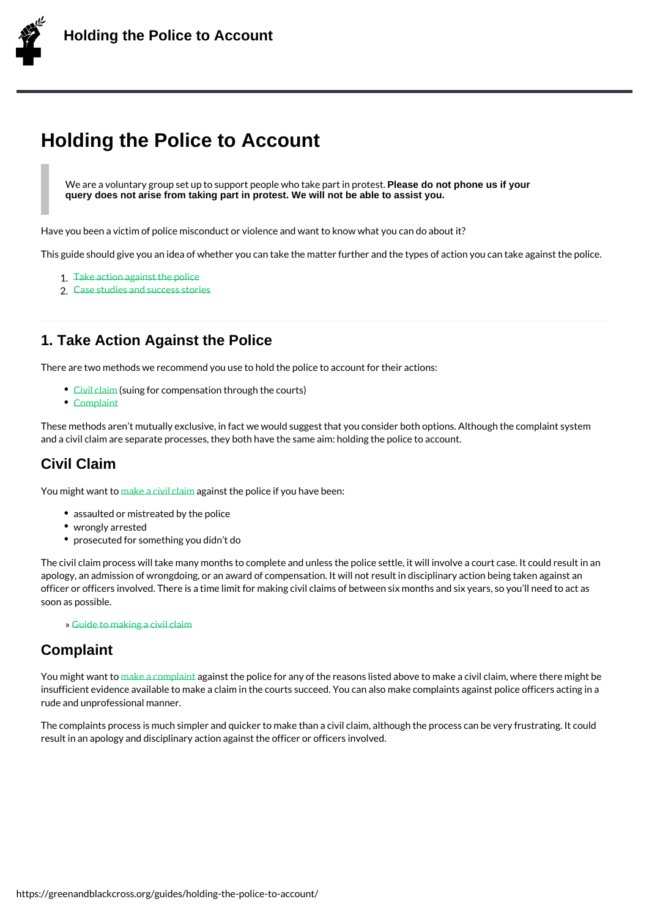# Holding the Police to Account

> We are a voluntary group set up to support people who take part in protest. **Please do not phone us if your query does not arise from taking part in protest. We will not be able to assist you.**

Have you been a victim of police misconduct or violence and want to know what you can do about it?

This guide should give you an idea of whether you can take the matter further and the types of action you can take against the police.

1. Take action against the police
2. Case studies and success stories

---

## 1. Take Action Against the Police

There are two methods we recommend you use to hold the police to account for their actions:

- Civil claim (suing for compensation through the courts)
- Complaint

These methods aren't mutually exclusive, in fact we would suggest that you consider both options. Although the complaint system and a civil claim are separate processes, they both have the same aim: holding the police to account.

### Civil Claim

You might want to make a civil claim against the police if you have been:

- assaulted or mistreated by the police
- wrongly arrested
- prosecuted for something you didn't do

The civil claim process will take many months to complete and unless the police settle, it will involve a court case. It could result in an apology, an admission of wrongdoing, or an award of compensation. It will not result in disciplinary action being taken against an officer or officers involved. There is a time limit for making civil claims of between six months and six years, so you'll need to act as soon as possible.

» Guide to making a civil claim

### Complaint

You might want to make a complaint against the police for any of the reasons listed above to make a civil claim, where there might be insufficient evidence available to make a claim in the courts succeed. You can also make complaints against police officers acting in a rude and unprofessional manner.

The complaints process is much simpler and quicker to make than a civil claim, although the process can be very frustrating. It could result in an apology and disciplinary action against the officer or officers involved.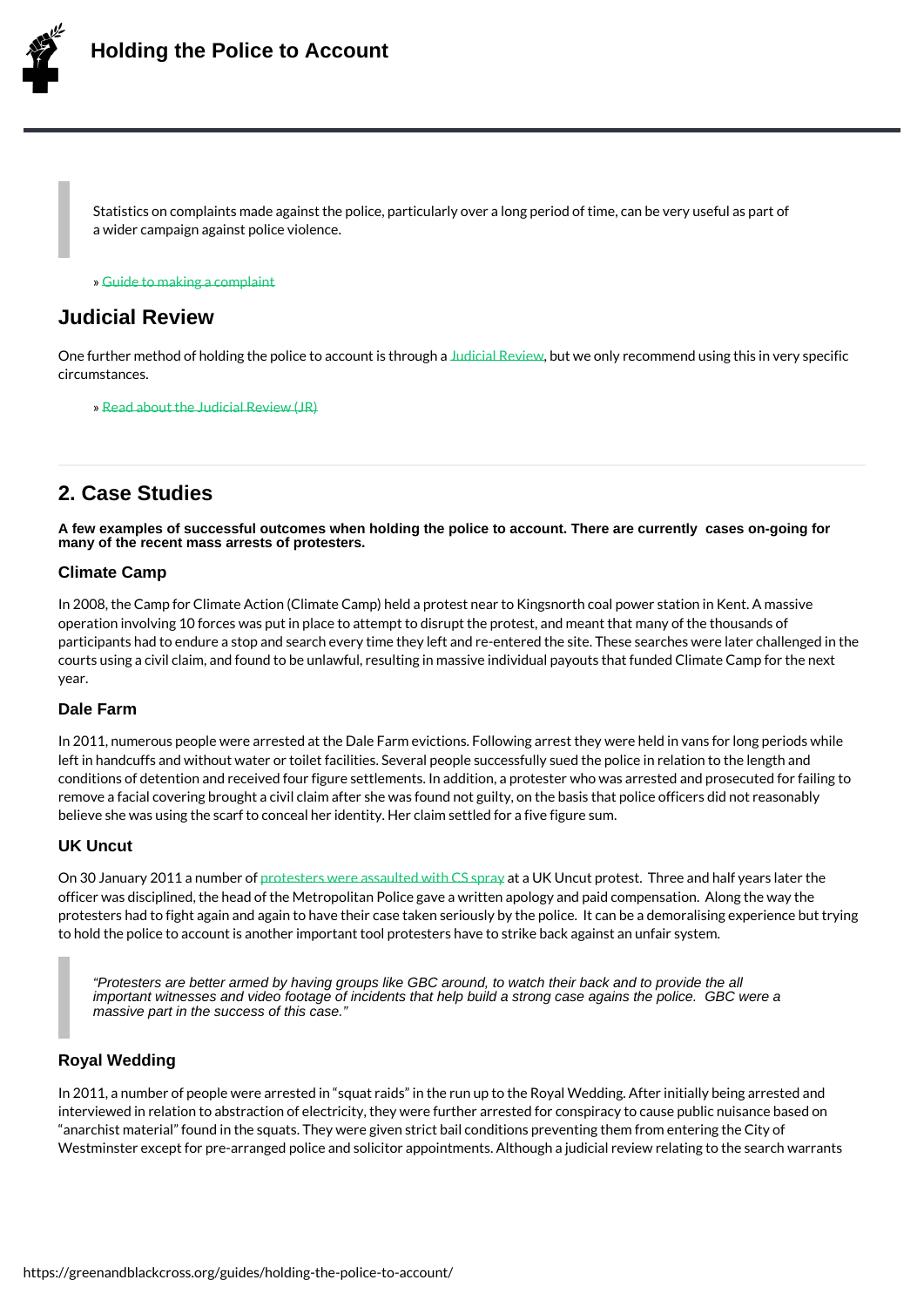> Statistics on complaints made against the police, particularly over a long period of time, can be very useful as part of a wider campaign against police violence.

» Guide to making a complaint

## Judicial Review

One further method of holding the police to account is through a Judicial Review, but we only recommend using this in very specific circumstances.

» Read about the Judicial Review (JR)

---

## 2. Case Studies

**A few examples of successful outcomes when holding the police to account. There are currently cases on-going for many of the recent mass arrests of protesters.**

### Climate Camp

In 2008, the Camp for Climate Action (Climate Camp) held a protest near to Kingsnorth coal power station in Kent. A massive operation involving 10 forces was put in place to attempt to disrupt the protest, and meant that many of the thousands of participants had to endure a stop and search every time they left and re-entered the site. These searches were later challenged in the courts using a civil claim, and found to be unlawful, resulting in massive individual payouts that funded Climate Camp for the next year.

### Dale Farm

In 2011, numerous people were arrested at the Dale Farm evictions. Following arrest they were held in vans for long periods while left in handcuffs and without water or toilet facilities. Several people successfully sued the police in relation to the length and conditions of detention and received four figure settlements. In addition, a protester who was arrested and prosecuted for failing to remove a facial covering brought a civil claim after she was found not guilty, on the basis that police officers did not reasonably believe she was using the scarf to conceal her identity. Her claim settled for a five figure sum.

### UK Uncut

On 30 January 2011 a number of protesters were assaulted with CS spray at a UK Uncut protest. Three and half years later the officer was disciplined, the head of the Metropolitan Police gave a written apology and paid compensation. Along the way the protesters had to fight again and again to have their case taken seriously by the police. It can be a demoralising experience but trying to hold the police to account is another important tool protesters have to strike back against an unfair system.

> *"Protesters are better armed by having groups like GBC around, to watch their back and to provide the all important witnesses and video footage of incidents that help build a strong case agains the police. GBC were a massive part in the success of this case."*

### Royal Wedding

In 2011, a number of people were arrested in "squat raids" in the run up to the Royal Wedding. After initially being arrested and interviewed in relation to abstraction of electricity, they were further arrested for conspiracy to cause public nuisance based on "anarchist material" found in the squats. They were given strict bail conditions preventing them from entering the City of Westminster except for pre-arranged police and solicitor appointments. Although a judicial review relating to the search warrants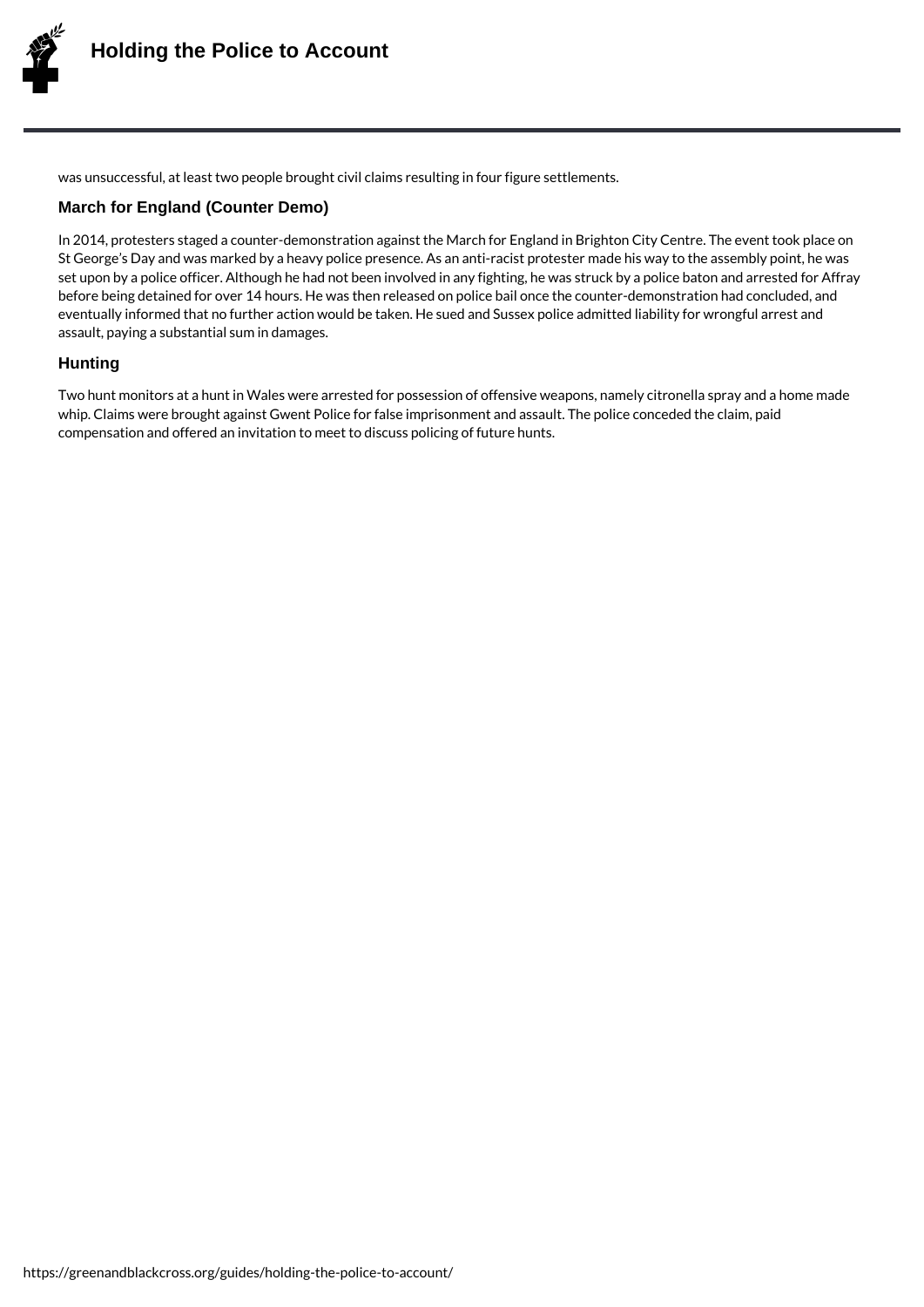was unsuccessful, at least two people brought civil claims resulting in four figure settlements.

### March for England (Counter Demo)

In 2014, protesters staged a counter-demonstration against the March for England in Brighton City Centre. The event took place on St George's Day and was marked by a heavy police presence. As an anti-racist protester made his way to the assembly point, he was set upon by a police officer. Although he had not been involved in any fighting, he was struck by a police baton and arrested for Affray before being detained for over 14 hours. He was then released on police bail once the counter-demonstration had concluded, and eventually informed that no further action would be taken. He sued and Sussex police admitted liability for wrongful arrest and assault, paying a substantial sum in damages.

### Hunting

Two hunt monitors at a hunt in Wales were arrested for possession of offensive weapons, namely citronella spray and a home made whip. Claims were brought against Gwent Police for false imprisonment and assault. The police conceded the claim, paid compensation and offered an invitation to meet to discuss policing of future hunts.